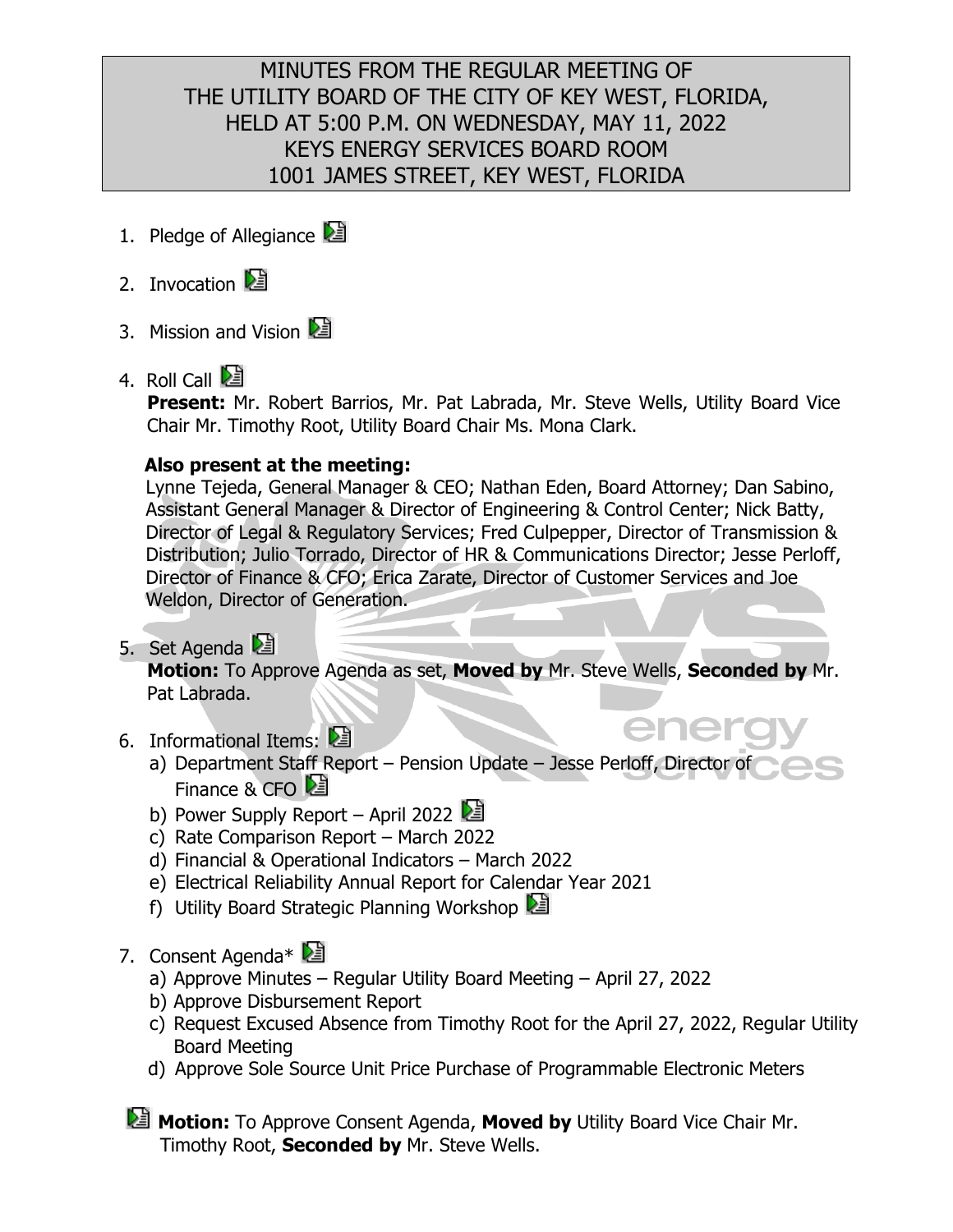# MINUTES FROM THE REGULAR MEETING OF THE UTILITY BOARD OF THE CITY OF KEY WEST, FLORIDA, HELD AT 5:00 P.M. ON WEDNESDAY, MAY 11, 2022 KEYS ENERGY SERVICES BOARD ROOM 1001 JAMES STREET, KEY WEST, FLORIDA

1. Pledge of Allegiance

2. Invocation

3. Mission and Vision

4. Roll Call

   **Present:** Mr. Robert Barrios, Mr. Pat Labrada, Mr. Steve Wells, Utility Board Vice Chair Mr. Timothy Root, Utility Board Chair Ms. Mona Clark.

   **Also present at the meeting:**

   Lynne Tejeda, General Manager & CEO; Nathan Eden, Board Attorney; Dan Sabino, Assistant General Manager & Director of Engineering & Control Center; Nick Batty, Director of Legal & Regulatory Services; Fred Culpepper, Director of Transmission & Distribution; Julio Torrado, Director of HR & Communications Director; Jesse Perloff, Director of Finance & CFO; Erica Zarate, Director of Customer Services and Joe Weldon, Director of Generation.

5. Set Agenda

   **Motion:** To Approve Agenda as set, **Moved by** Mr. Steve Wells, **Seconded by** Mr. Pat Labrada.

6. Informational Items:
   a) Department Staff Report – Pension Update – Jesse Perloff, Director of Finance & CFO
   b) Power Supply Report – April 2022
   c) Rate Comparison Report – March 2022
   d) Financial & Operational Indicators – March 2022
   e) Electrical Reliability Annual Report for Calendar Year 2021
   f) Utility Board Strategic Planning Workshop

7. Consent Agenda*
   a) Approve Minutes – Regular Utility Board Meeting – April 27, 2022
   b) Approve Disbursement Report
   c) Request Excused Absence from Timothy Root for the April 27, 2022, Regular Utility Board Meeting
   d) Approve Sole Source Unit Price Purchase of Programmable Electronic Meters

   **Motion:** To Approve Consent Agenda, **Moved by** Utility Board Vice Chair Mr. Timothy Root, **Seconded by** Mr. Steve Wells.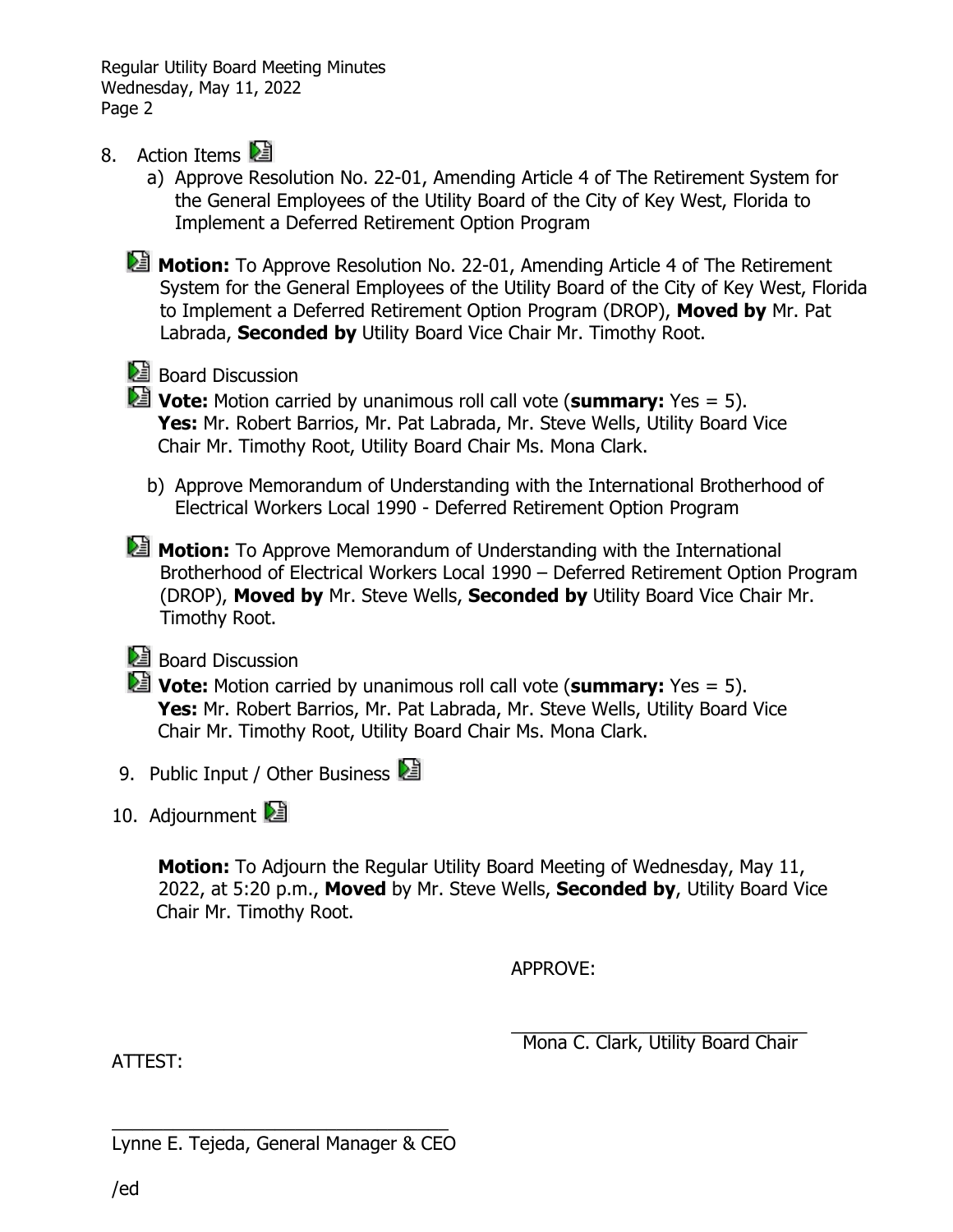8. Action Items
    a) Approve Resolution No. 22-01, Amending Article 4 of The Retirement System for the General Employees of the Utility Board of the City of Key West, Florida to Implement a Deferred Retirement Option Program

**Motion:** To Approve Resolution No. 22-01, Amending Article 4 of The Retirement System for the General Employees of the Utility Board of the City of Key West, Florida to Implement a Deferred Retirement Option Program (DROP), **Moved by** Mr. Pat Labrada, **Seconded by** Utility Board Vice Chair Mr. Timothy Root.

Board Discussion

**Vote:** Motion carried by unanimous roll call vote (**summary:** Yes = 5).
**Yes:** Mr. Robert Barrios, Mr. Pat Labrada, Mr. Steve Wells, Utility Board Vice Chair Mr. Timothy Root, Utility Board Chair Ms. Mona Clark.

    b) Approve Memorandum of Understanding with the International Brotherhood of Electrical Workers Local 1990 - Deferred Retirement Option Program

**Motion:** To Approve Memorandum of Understanding with the International Brotherhood of Electrical Workers Local 1990 – Deferred Retirement Option Program (DROP), **Moved by** Mr. Steve Wells, **Seconded by** Utility Board Vice Chair Mr. Timothy Root.

Board Discussion

**Vote:** Motion carried by unanimous roll call vote (**summary:** Yes = 5).
**Yes:** Mr. Robert Barrios, Mr. Pat Labrada, Mr. Steve Wells, Utility Board Vice Chair Mr. Timothy Root, Utility Board Chair Ms. Mona Clark.

9. Public Input / Other Business

10. Adjournment

**Motion:** To Adjourn the Regular Utility Board Meeting of Wednesday, May 11, 2022, at 5:20 p.m., **Moved** by Mr. Steve Wells, **Seconded by**, Utility Board Vice Chair Mr. Timothy Root.

APPROVE:

\_\_\_\_\_\_\_\_\_\_\_\_\_\_\_\_\_\_\_\_\_\_\_\_\_\_\_\_\_\_
Mona C. Clark, Utility Board Chair

ATTEST:

\_\_\_\_\_\_\_\_\_\_\_\_\_\_\_\_\_\_\_\_\_\_\_\_\_\_\_\_\_\_
Lynne E. Tejeda, General Manager & CEO

/ed